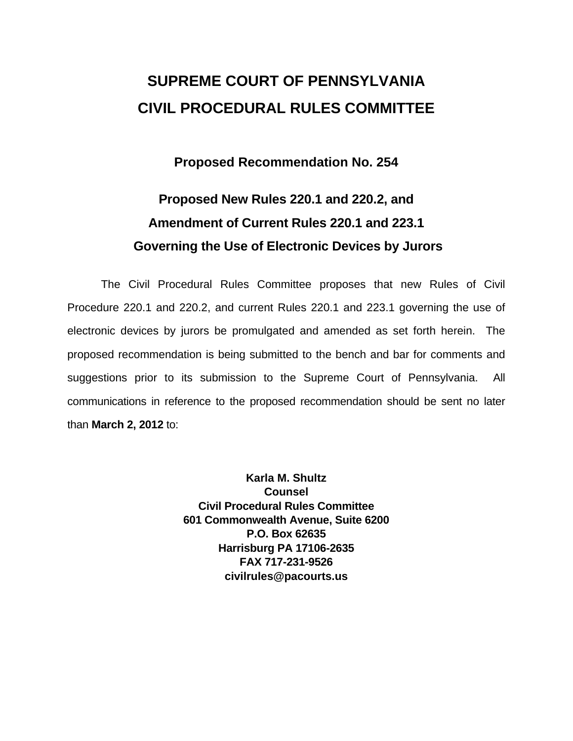# SUPREME COURT OF PENNSYLVANIA
# CIVIL PROCEDURAL RULES COMMITTEE

## Proposed Recommendation No. 254

## Proposed New Rules 220.1 and 220.2, and Amendment of Current Rules 220.1 and 223.1 Governing the Use of Electronic Devices by Jurors

The Civil Procedural Rules Committee proposes that new Rules of Civil Procedure 220.1 and 220.2, and current Rules 220.1 and 223.1 governing the use of electronic devices by jurors be promulgated and amended as set forth herein. The proposed recommendation is being submitted to the bench and bar for comments and suggestions prior to its submission to the Supreme Court of Pennsylvania. All communications in reference to the proposed recommendation should be sent no later than **March 2, 2012** to:

**Karla M. Shultz**
**Counsel**
**Civil Procedural Rules Committee**
**601 Commonwealth Avenue, Suite 6200**
**P.O. Box 62635**
**Harrisburg PA 17106-2635**
**FAX 717-231-9526**
**civilrules@pacourts.us**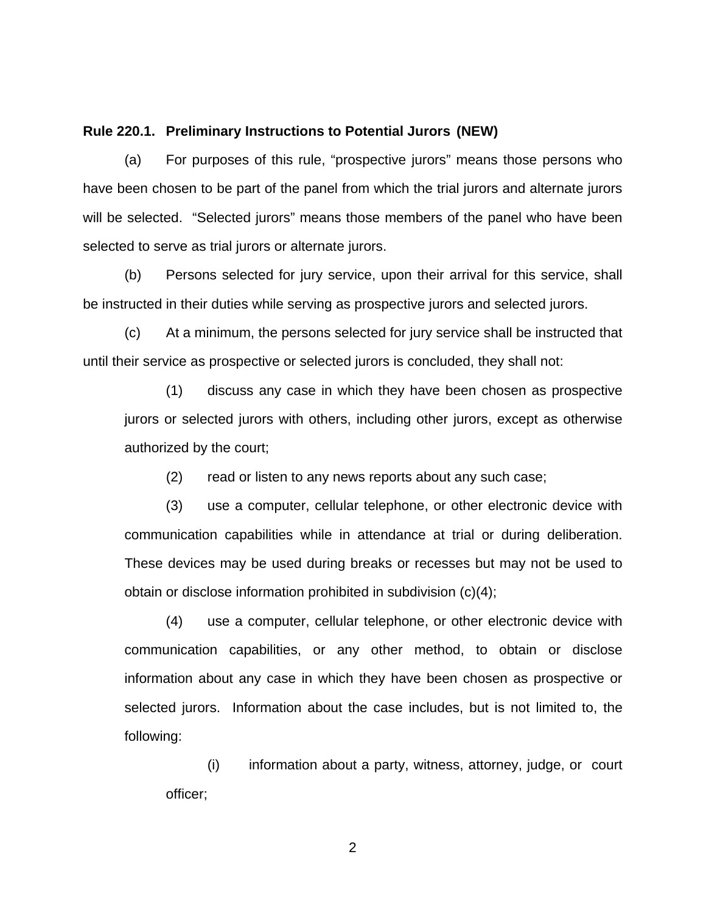**Rule 220.1. Preliminary Instructions to Potential Jurors (NEW)**

(a) For purposes of this rule, "prospective jurors" means those persons who have been chosen to be part of the panel from which the trial jurors and alternate jurors will be selected. "Selected jurors" means those members of the panel who have been selected to serve as trial jurors or alternate jurors.

(b) Persons selected for jury service, upon their arrival for this service, shall be instructed in their duties while serving as prospective jurors and selected jurors.

(c) At a minimum, the persons selected for jury service shall be instructed that until their service as prospective or selected jurors is concluded, they shall not:

(1) discuss any case in which they have been chosen as prospective jurors or selected jurors with others, including other jurors, except as otherwise authorized by the court;

(2) read or listen to any news reports about any such case;

(3) use a computer, cellular telephone, or other electronic device with communication capabilities while in attendance at trial or during deliberation. These devices may be used during breaks or recesses but may not be used to obtain or disclose information prohibited in subdivision (c)(4);

(4) use a computer, cellular telephone, or other electronic device with communication capabilities, or any other method, to obtain or disclose information about any case in which they have been chosen as prospective or selected jurors. Information about the case includes, but is not limited to, the following:

(i) information about a party, witness, attorney, judge, or court officer;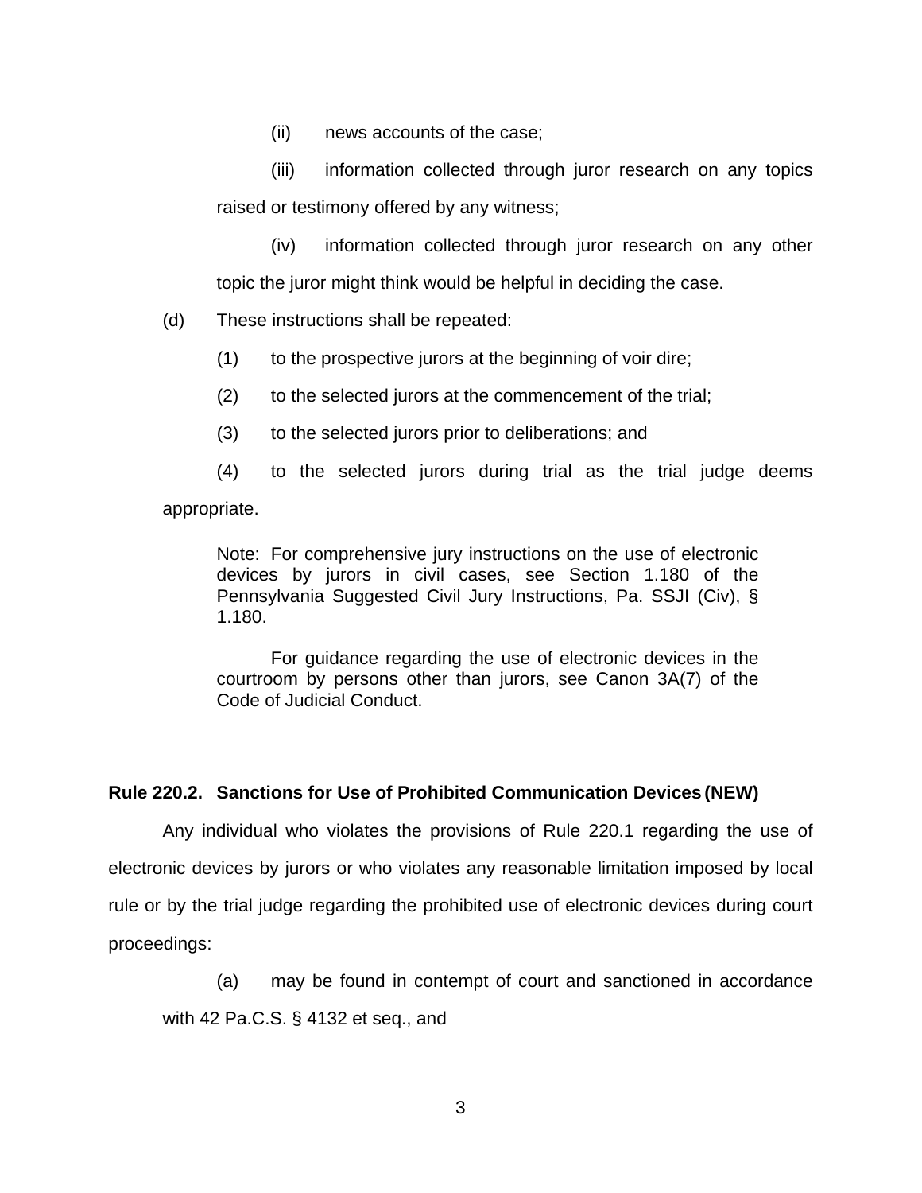(ii) news accounts of the case;

(iii) information collected through juror research on any topics raised or testimony offered by any witness;

(iv) information collected through juror research on any other topic the juror might think would be helpful in deciding the case.

(d) These instructions shall be repeated:

(1) to the prospective jurors at the beginning of voir dire;

(2) to the selected jurors at the commencement of the trial;

(3) to the selected jurors prior to deliberations; and

(4) to the selected jurors during trial as the trial judge deems appropriate.

> Note: For comprehensive jury instructions on the use of electronic devices by jurors in civil cases, see Section 1.180 of the Pennsylvania Suggested Civil Jury Instructions, Pa. SSJI (Civ), § 1.180.
>
> For guidance regarding the use of electronic devices in the courtroom by persons other than jurors, see Canon 3A(7) of the Code of Judicial Conduct.

**Rule 220.2. Sanctions for Use of Prohibited Communication Devices (NEW)**

Any individual who violates the provisions of Rule 220.1 regarding the use of electronic devices by jurors or who violates any reasonable limitation imposed by local rule or by the trial judge regarding the prohibited use of electronic devices during court proceedings:

(a) may be found in contempt of court and sanctioned in accordance with 42 Pa.C.S. § 4132 et seq., and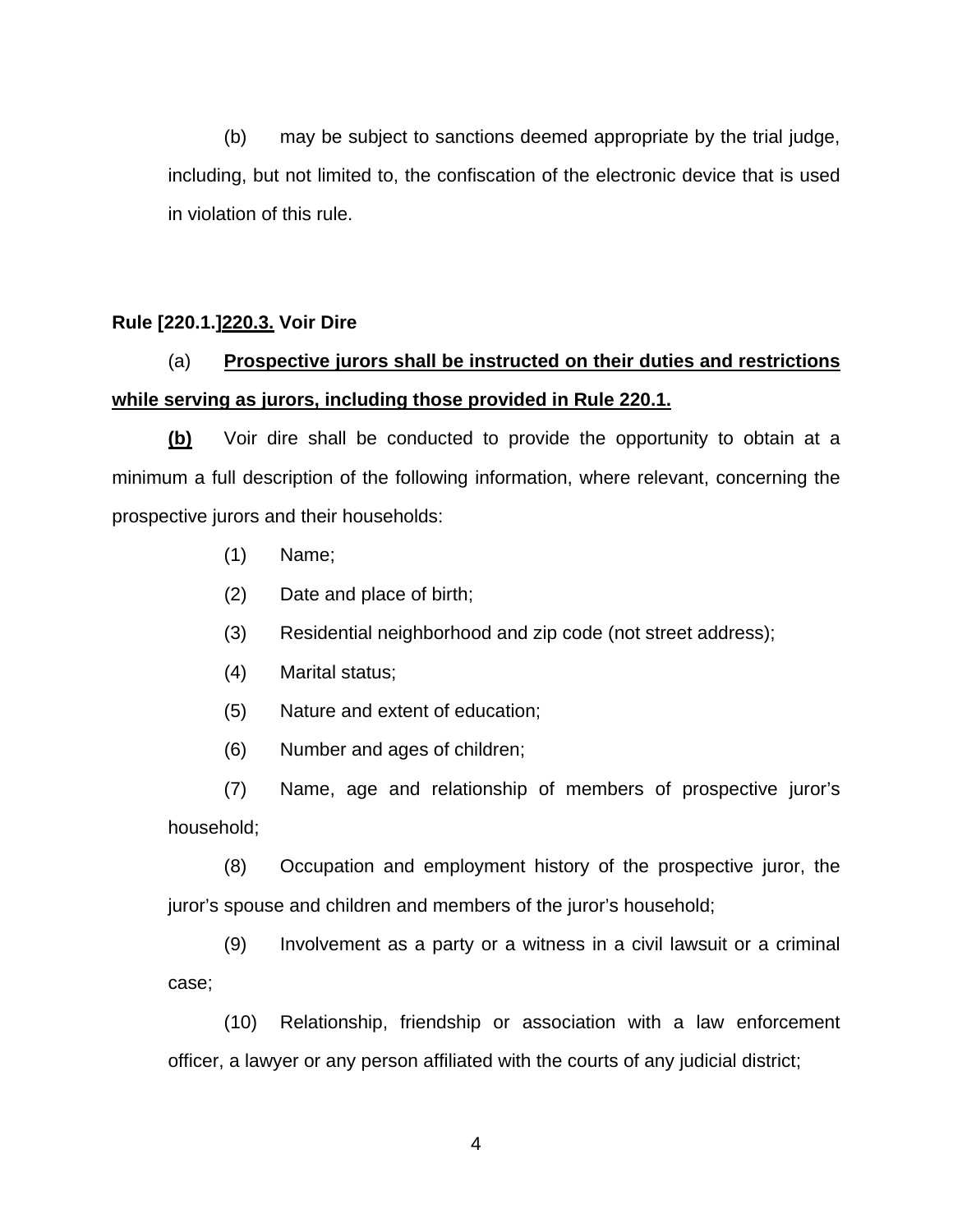(b) may be subject to sanctions deemed appropriate by the trial judge, including, but not limited to, the confiscation of the electronic device that is used in violation of this rule.

**Rule [220.1.]<u>220.3.</u> Voir Dire**

(a) **<u>Prospective jurors shall be instructed on their duties and restrictions while serving as jurors, including those provided in Rule 220.1.</u>**

**<u>(b)</u>** Voir dire shall be conducted to provide the opportunity to obtain at a minimum a full description of the following information, where relevant, concerning the prospective jurors and their households:

(1) Name;

(2) Date and place of birth;

(3) Residential neighborhood and zip code (not street address);

(4) Marital status;

(5) Nature and extent of education;

(6) Number and ages of children;

(7) Name, age and relationship of members of prospective juror's household;

(8) Occupation and employment history of the prospective juror, the juror's spouse and children and members of the juror's household;

(9) Involvement as a party or a witness in a civil lawsuit or a criminal case;

(10) Relationship, friendship or association with a law enforcement officer, a lawyer or any person affiliated with the courts of any judicial district;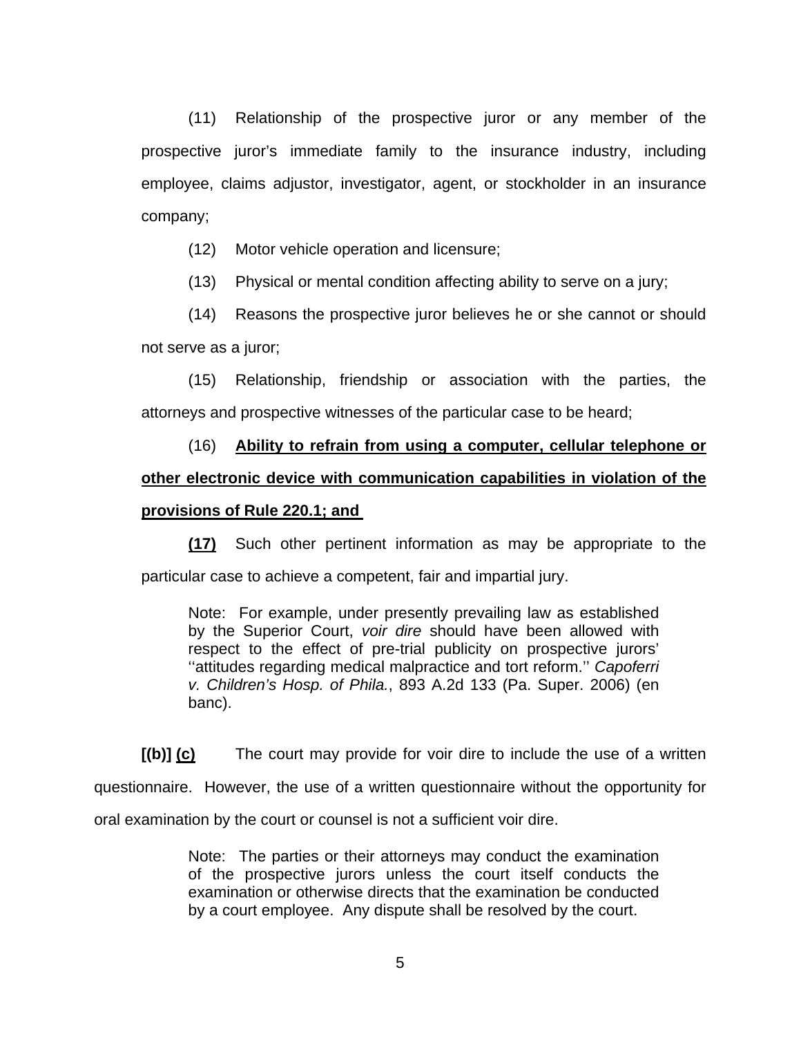(11) Relationship of the prospective juror or any member of the prospective juror's immediate family to the insurance industry, including employee, claims adjustor, investigator, agent, or stockholder in an insurance company;

(12) Motor vehicle operation and licensure;

(13) Physical or mental condition affecting ability to serve on a jury;

(14) Reasons the prospective juror believes he or she cannot or should not serve as a juror;

(15) Relationship, friendship or association with the parties, the attorneys and prospective witnesses of the particular case to be heard;

(16) <u>**Ability to refrain from using a computer, cellular telephone or other electronic device with communication capabilities in violation of the provisions of Rule 220.1; and**</u>

<u>**(17)**</u> Such other pertinent information as may be appropriate to the particular case to achieve a competent, fair and impartial jury.

> Note: For example, under presently prevailing law as established by the Superior Court, *voir dire* should have been allowed with respect to the effect of pre-trial publicity on prospective jurors' ''attitudes regarding medical malpractice and tort reform.'' *Capoferri v. Children's Hosp. of Phila.*, 893 A.2d 133 (Pa. Super. 2006) (en banc).

**[(b)]** <u>**(c)**</u> The court may provide for voir dire to include the use of a written questionnaire. However, the use of a written questionnaire without the opportunity for oral examination by the court or counsel is not a sufficient voir dire.

> Note: The parties or their attorneys may conduct the examination of the prospective jurors unless the court itself conducts the examination or otherwise directs that the examination be conducted by a court employee. Any dispute shall be resolved by the court.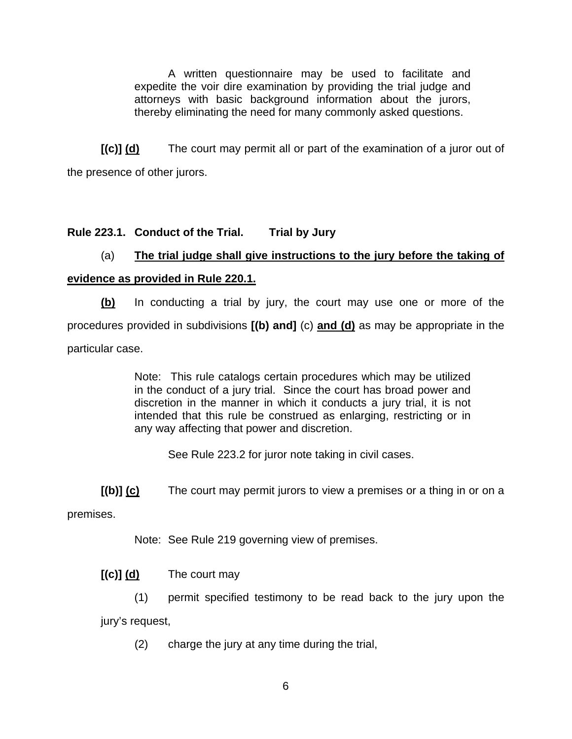A written questionnaire may be used to facilitate and expedite the voir dire examination by providing the trial judge and attorneys with basic background information about the jurors, thereby eliminating the need for many commonly asked questions.

**[(c)]** <u>**(d)**</u> The court may permit all or part of the examination of a juror out of the presence of other jurors.

**Rule 223.1. Conduct of the Trial. Trial by Jury**

(a) <u>**The trial judge shall give instructions to the jury before the taking of evidence as provided in Rule 220.1.**</u>

<u>**(b)**</u> In conducting a trial by jury, the court may use one or more of the procedures provided in subdivisions **[(b) and]** (c) <u>**and (d)**</u> as may be appropriate in the particular case.

> Note: This rule catalogs certain procedures which may be utilized in the conduct of a jury trial. Since the court has broad power and discretion in the manner in which it conducts a jury trial, it is not intended that this rule be construed as enlarging, restricting or in any way affecting that power and discretion.
>
> See Rule 223.2 for juror note taking in civil cases.

**[(b)]** <u>**(c)**</u> The court may permit jurors to view a premises or a thing in or on a premises.

> Note: See Rule 219 governing view of premises.

**[(c)]** <u>**(d)**</u> The court may

(1) permit specified testimony to be read back to the jury upon the jury's request,

(2) charge the jury at any time during the trial,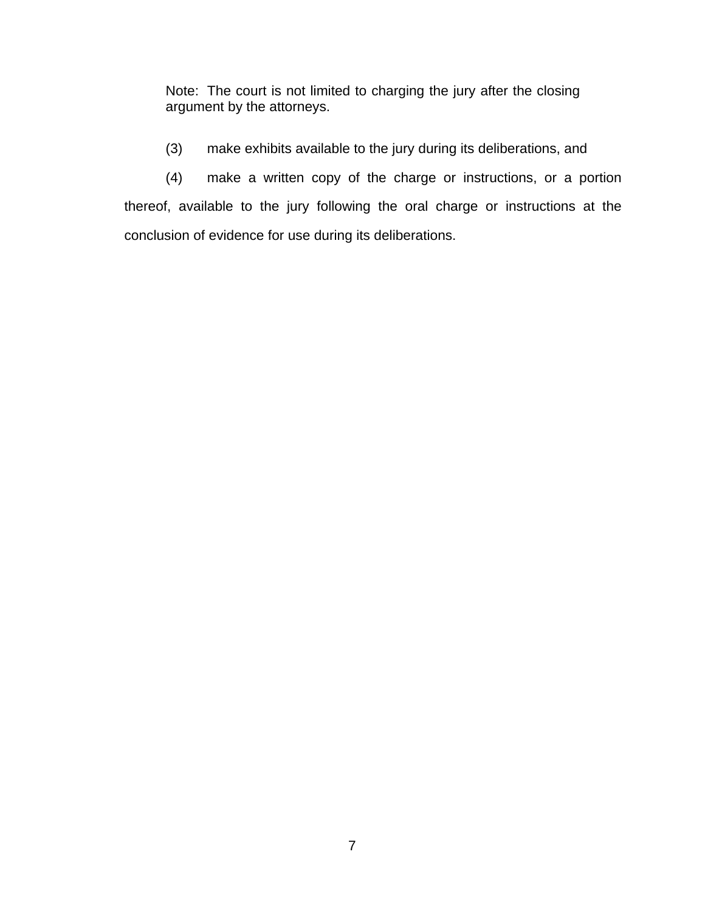Note: The court is not limited to charging the jury after the closing argument by the attorneys.

(3) make exhibits available to the jury during its deliberations, and

(4) make a written copy of the charge or instructions, or a portion thereof, available to the jury following the oral charge or instructions at the conclusion of evidence for use during its deliberations.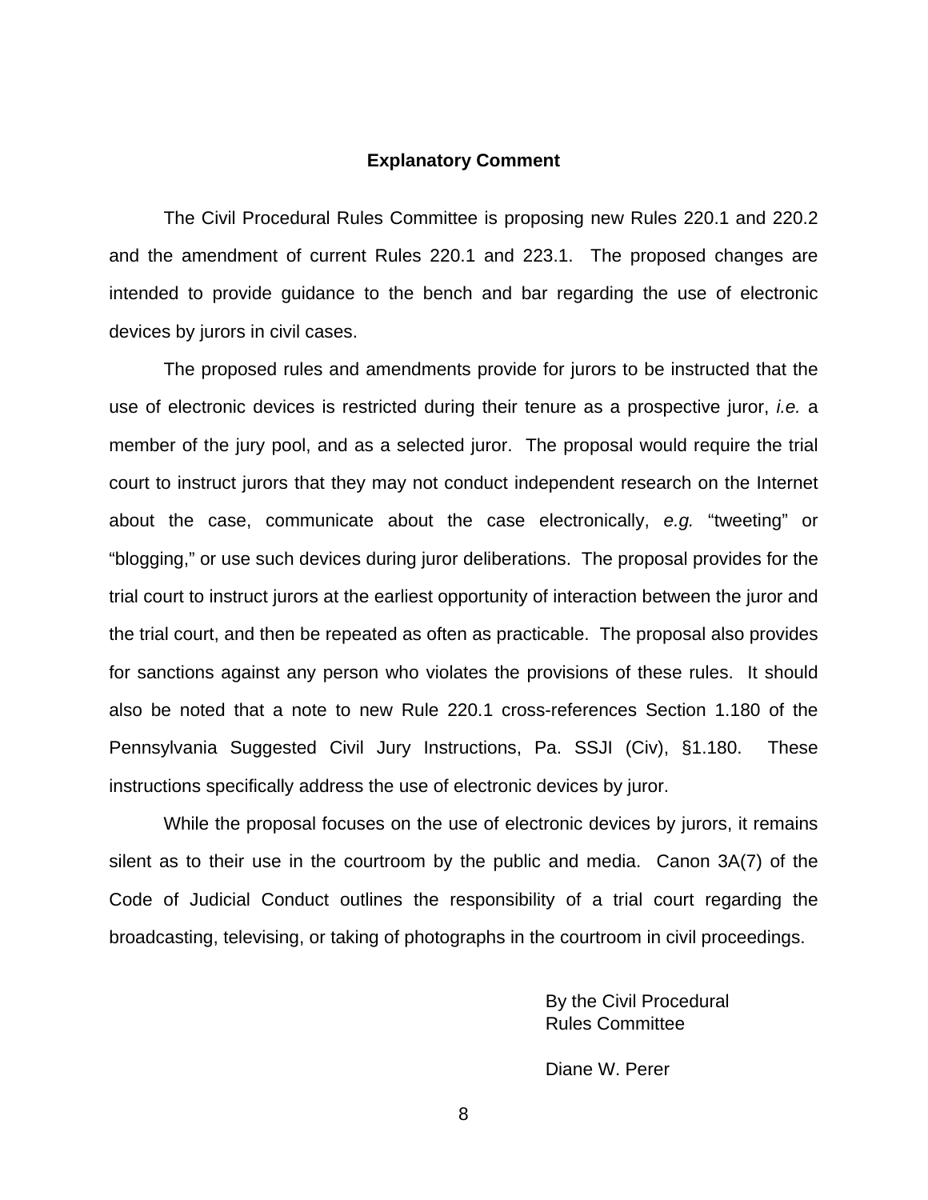## Explanatory Comment

The Civil Procedural Rules Committee is proposing new Rules 220.1 and 220.2 and the amendment of current Rules 220.1 and 223.1. The proposed changes are intended to provide guidance to the bench and bar regarding the use of electronic devices by jurors in civil cases.

The proposed rules and amendments provide for jurors to be instructed that the use of electronic devices is restricted during their tenure as a prospective juror, *i.e.* a member of the jury pool, and as a selected juror. The proposal would require the trial court to instruct jurors that they may not conduct independent research on the Internet about the case, communicate about the case electronically, *e.g.* "tweeting" or "blogging," or use such devices during juror deliberations. The proposal provides for the trial court to instruct jurors at the earliest opportunity of interaction between the juror and the trial court, and then be repeated as often as practicable. The proposal also provides for sanctions against any person who violates the provisions of these rules. It should also be noted that a note to new Rule 220.1 cross-references Section 1.180 of the Pennsylvania Suggested Civil Jury Instructions, Pa. SSJI (Civ), §1.180. These instructions specifically address the use of electronic devices by juror.

While the proposal focuses on the use of electronic devices by jurors, it remains silent as to their use in the courtroom by the public and media. Canon 3A(7) of the Code of Judicial Conduct outlines the responsibility of a trial court regarding the broadcasting, televising, or taking of photographs in the courtroom in civil proceedings.

By the Civil Procedural
Rules Committee

Diane W. Perer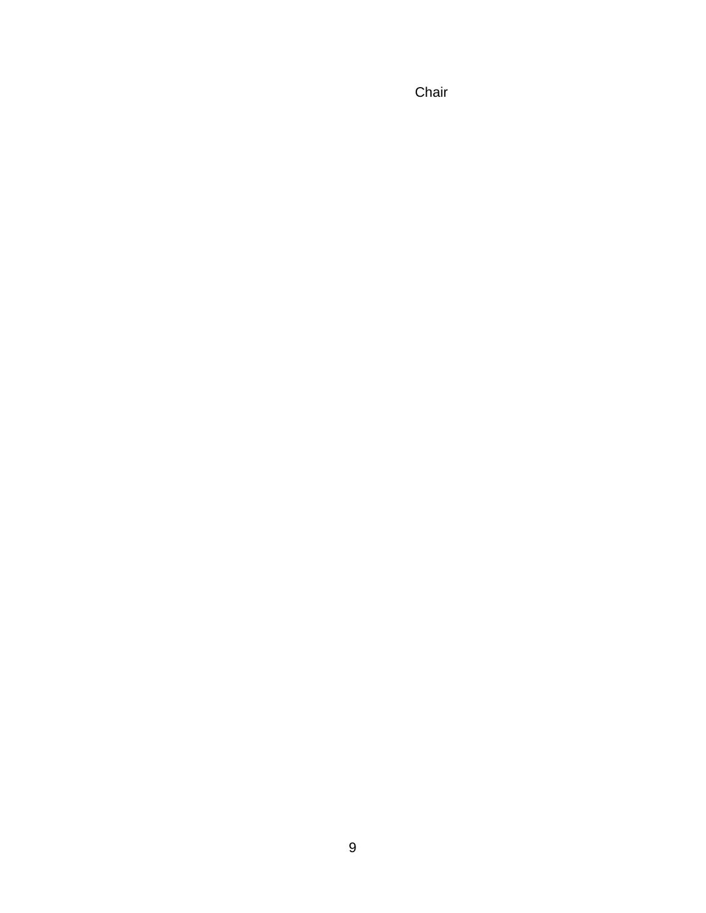Chair